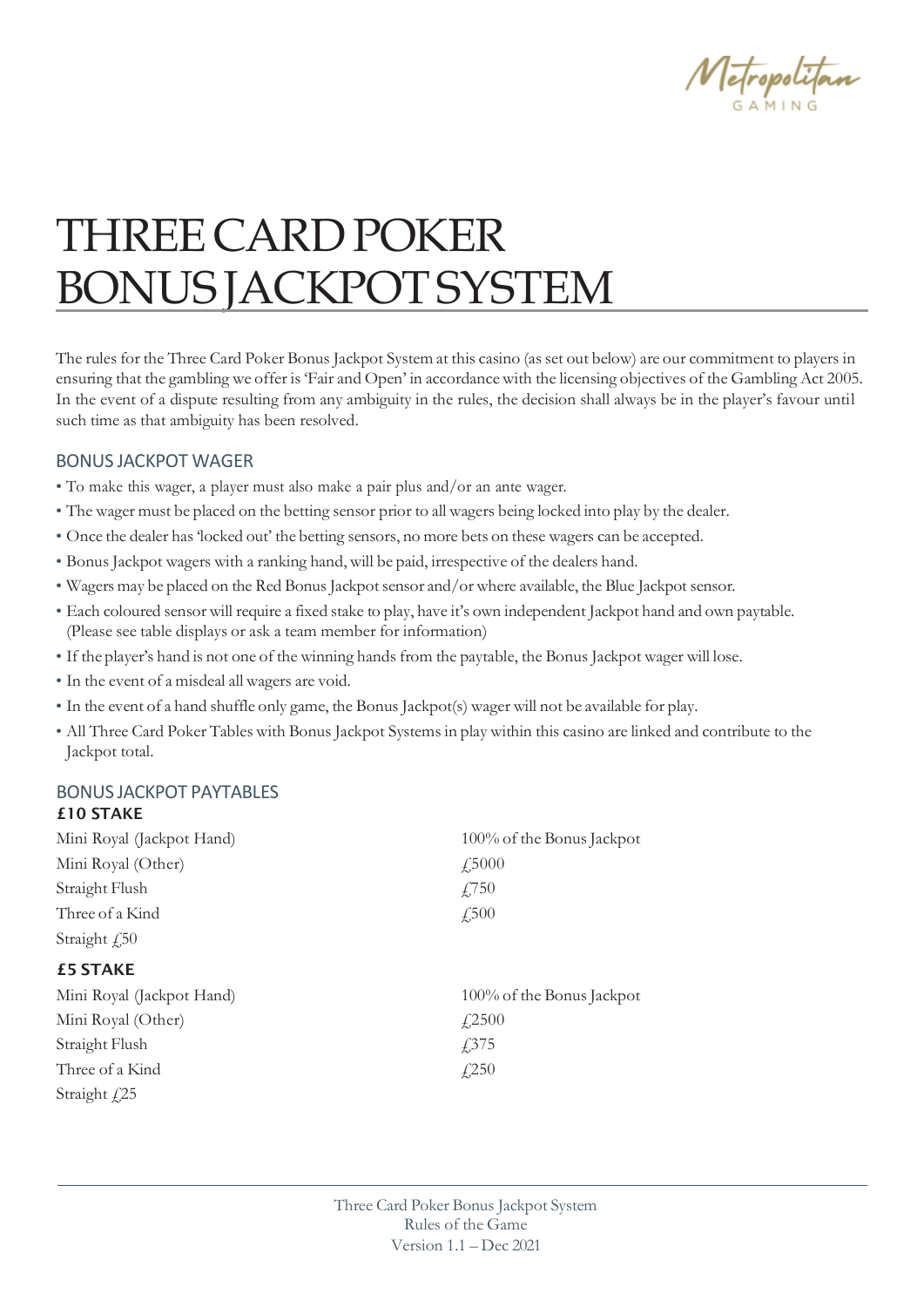# THREE CARD POKER BONUS JACKPOT SYSTEM

The rules for the Three Card Poker Bonus Jackpot System at this casino (as set out below) are our commitment to players in ensuring that the gambling we offer is 'Fair and Open' in accordance with the licensing objectives of the Gambling Act 2005. In the event of a dispute resulting from any ambiguity in the rules, the decision shall always be in the player's favour until such time as that ambiguity has been resolved.

## BONUS JACKPOT WAGER

- To make this wager, a player must also make a pair plus and/or an ante wager.
- The wager must be placed on the betting sensor prior to all wagers being locked into play by the dealer.
- Once the dealer has 'locked out' the betting sensors, no more bets on these wagers can be accepted.
- Bonus Jackpot wagers with a ranking hand, will be paid, irrespective of the dealers hand.
- Wagers may be placed on the Red Bonus Jackpot sensor and/or where available, the Blue Jackpot sensor.
- Each coloured sensor will require a fixed stake to play, have it's own independent Jackpot hand and own paytable. (Please see table displays or ask a team member for information)
- If the player's hand is not one of the winning hands from the paytable, the Bonus Jackpot wager will lose.
- In the event of a misdeal all wagers are void.
- In the event of a hand shuffle only game, the Bonus Jackpot(s) wager will not be available for play.
- All Three Card Poker Tables with Bonus Jackpot Systems in play within this casino are linked and contribute to the Jackpot total.

## BONUS JACKPOT PAYTABLES

### £10 STAKE

| Hand | Payout |
|---|---|
| Mini Royal (Jackpot Hand) | 100% of the Bonus Jackpot |
| Mini Royal (Other) | £5000 |
| Straight Flush | £750 |
| Three of a Kind | £500 |
| Straight | £50 |

### £5 STAKE

| Hand | Payout |
|---|---|
| Mini Royal (Jackpot Hand) | 100% of the Bonus Jackpot |
| Mini Royal (Other) | £2500 |
| Straight Flush | £375 |
| Three of a Kind | £250 |
| Straight | £25 |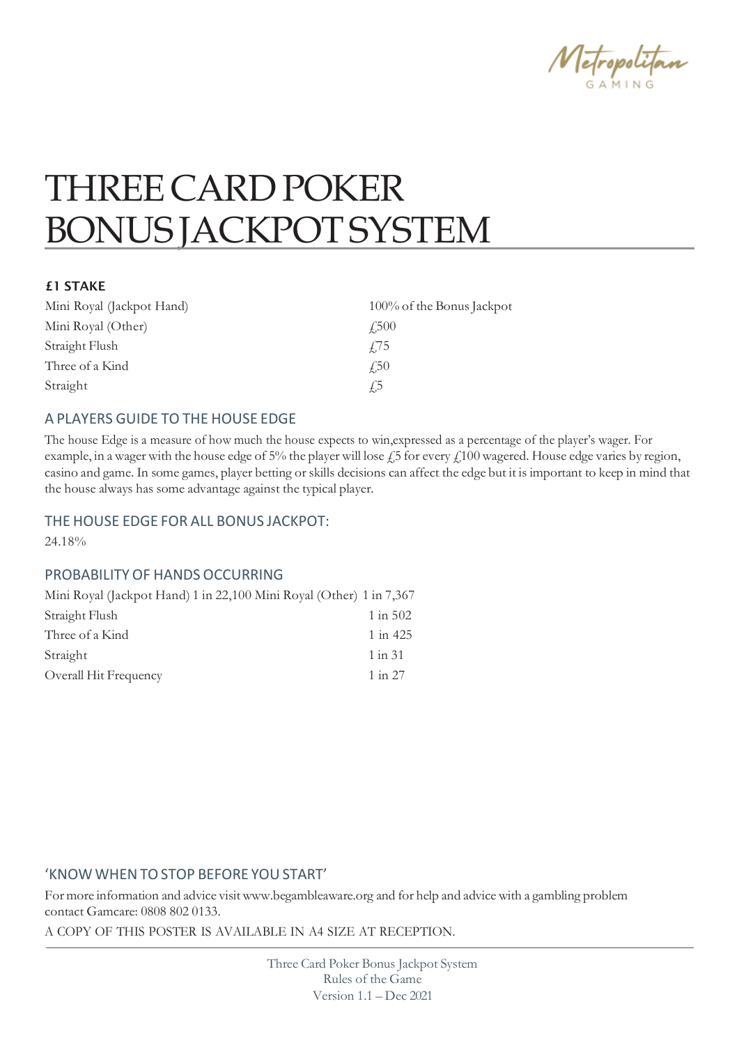# THREE CARD POKER BONUS JACKPOT SYSTEM

**£1 STAKE**

| | |
|---|---|
| Mini Royal (Jackpot Hand) | 100% of the Bonus Jackpot |
| Mini Royal (Other) | £500 |
| Straight Flush | £75 |
| Three of a Kind | £50 |
| Straight | £5 |

## A PLAYERS GUIDE TO THE HOUSE EDGE

The house Edge is a measure of how much the house expects to win,expressed as a percentage of the player's wager. For example, in a wager with the house edge of 5% the player will lose £5 for every £100 wagered. House edge varies by region, casino and game. In some games, player betting or skills decisions can affect the edge but it is important to keep in mind that the house always has some advantage against the typical player.

## THE HOUSE EDGE FOR ALL BONUS JACKPOT:

24.18%

## PROBABILITY OF HANDS OCCURRING

| | |
|---|---|
| Mini Royal (Jackpot Hand) | 1 in 22,100 |
| Mini Royal (Other) | 1 in 7,367 |
| Straight Flush | 1 in 502 |
| Three of a Kind | 1 in 425 |
| Straight | 1 in 31 |
| Overall Hit Frequency | 1 in 27 |

## 'KNOW WHEN TO STOP BEFORE YOU START'

For more information and advice visit www.begambleaware.org and for help and advice with a gambling problem contact Gamcare: 0808 802 0133.

A COPY OF THIS POSTER IS AVAILABLE IN A4 SIZE AT RECEPTION.